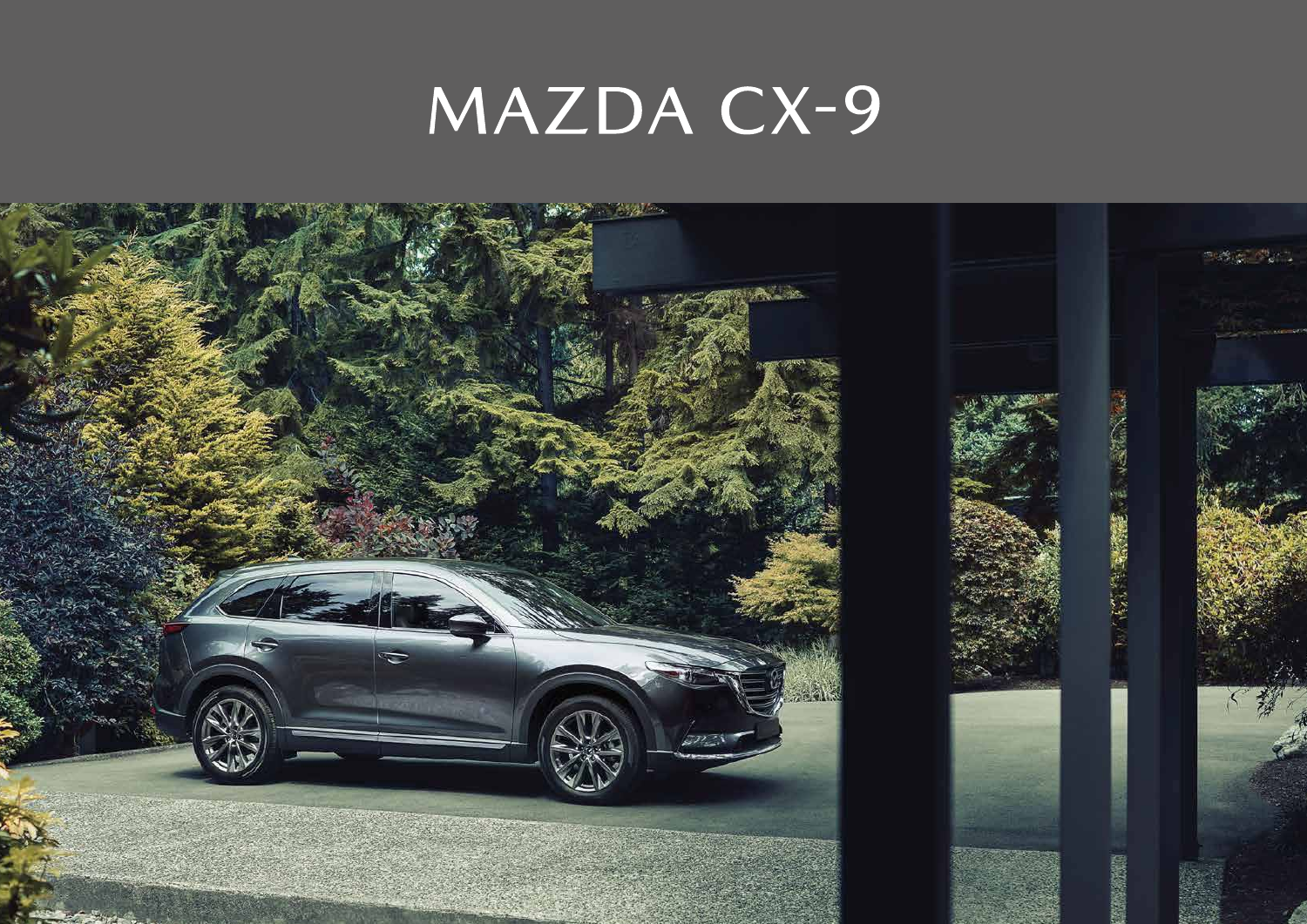# MAZDA CX-9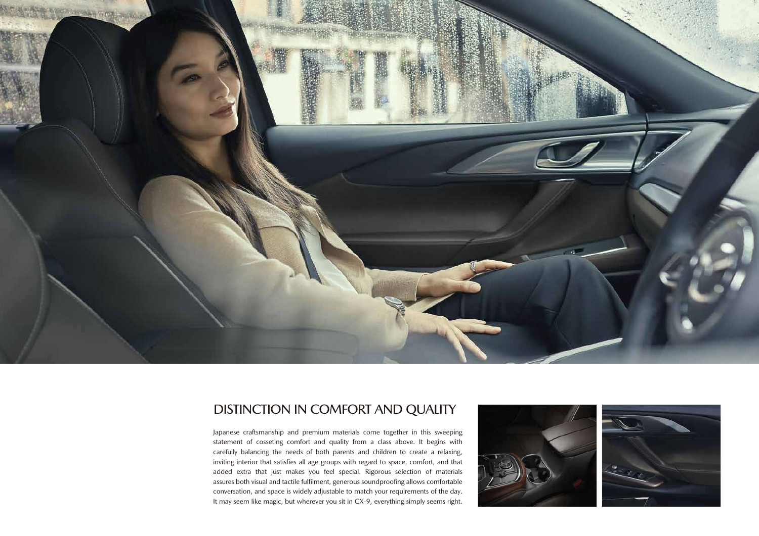## DISTINCTION IN COMFORT AND QUALITY

Japanese craftsmanship and premium materials come together in this sweeping statement of cosseting comfort and quality from a class above. It begins with carefully balancing the needs of both parents and children to create a relaxing, inviting interior that satisfies all age groups with regard to space, comfort, and that added extra that just makes you feel special. Rigorous selection of materials assures both visual and tactile fulfilment, generous soundproofing allows comfortable conversation, and space is widely adjustable to match your requirements of the day. It may seem like magic, but wherever you sit in CX-9, everything simply seems right.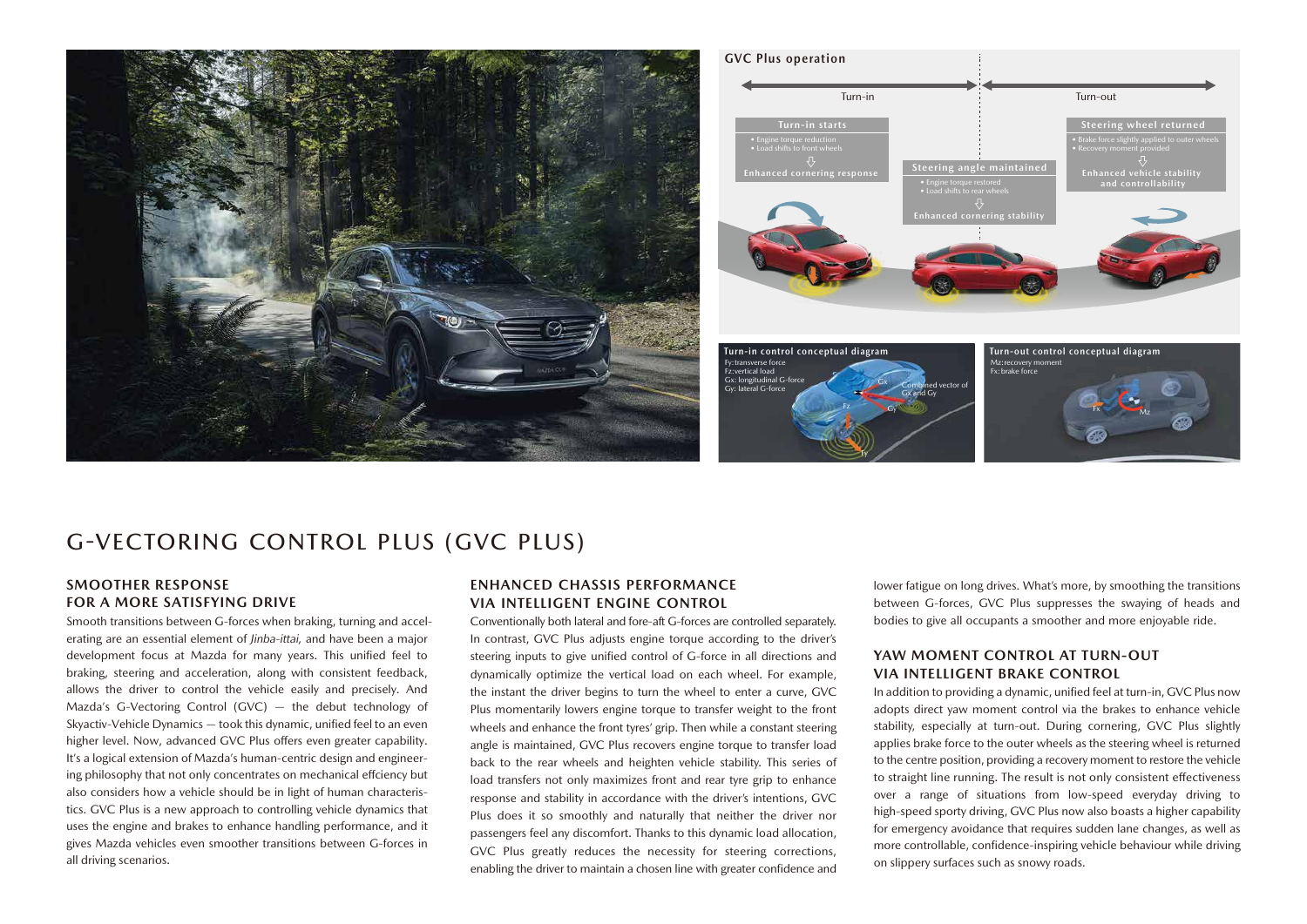# G-VECTORING CONTROL PLUS (GVC PLUS)

### SMOOTHER RESPONSE FOR A MORE SATISFYING DRIVE

Smooth transitions between G-forces when braking, turning and accelerating are an essential element of *Jinba-ittai,* and have been a major development focus at Mazda for many years. This unified feel to braking, steering and acceleration, along with consistent feedback, allows the driver to control the vehicle easily and precisely. And Mazda's G-Vectoring Control (GVC) — the debut technology of Skyactiv-Vehicle Dynamics — took this dynamic, unified feel to an even higher level. Now, advanced GVC Plus offers even greater capability. It's a logical extension of Mazda's human-centric design and engineering philosophy that not only concentrates on mechanical effciency but also considers how a vehicle should be in light of human characteristics. GVC Plus is a new approach to controlling vehicle dynamics that uses the engine and brakes to enhance handling performance, and it gives Mazda vehicles even smoother transitions between G-forces in all driving scenarios.

### ENHANCED CHASSIS PERFORMANCE VIA INTELLIGENT ENGINE CONTROL

Conventionally both lateral and fore-aft G-forces are controlled separately. In contrast, GVC Plus adjusts engine torque according to the driver's steering inputs to give unified control of G-force in all directions and dynamically optimize the vertical load on each wheel. For example, the instant the driver begins to turn the wheel to enter a curve, GVC Plus momentarily lowers engine torque to transfer weight to the front wheels and enhance the front tyres' grip. Then while a constant steering angle is maintained, GVC Plus recovers engine torque to transfer load back to the rear wheels and heighten vehicle stability. This series of load transfers not only maximizes front and rear tyre grip to enhance response and stability in accordance with the driver's intentions, GVC Plus does it so smoothly and naturally that neither the driver nor passengers feel any discomfort. Thanks to this dynamic load allocation, GVC Plus greatly reduces the necessity for steering corrections, enabling the driver to maintain a chosen line with greater confidence and lower fatigue on long drives. What's more, by smoothing the transitions between G-forces, GVC Plus suppresses the swaying of heads and bodies to give all occupants a smoother and more enjoyable ride.

### YAW MOMENT CONTROL AT TURN-OUT VIA INTELLIGENT BRAKE CONTROL

In addition to providing a dynamic, unified feel at turn-in, GVC Plus now adopts direct yaw moment control via the brakes to enhance vehicle stability, especially at turn-out. During cornering, GVC Plus slightly applies brake force to the outer wheels as the steering wheel is returned to the centre position, providing a recovery moment to restore the vehicle to straight line running. The result is not only consistent effectiveness over a range of situations from low-speed everyday driving to high-speed sporty driving, GVC Plus now also boasts a higher capability for emergency avoidance that requires sudden lane changes, as well as more controllable, confidence-inspiring vehicle behaviour while driving on slippery surfaces such as snowy roads.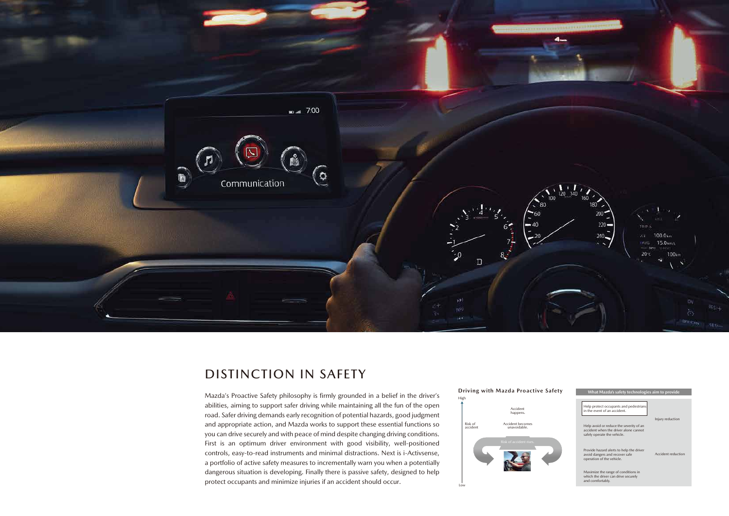# DISTINCTION IN SAFETY

Mazda's Proactive Safety philosophy is firmly grounded in a belief in the driver's abilities, aiming to support safer driving while maintaining all the fun of the open road. Safer driving demands early recognition of potential hazards, good judgment and appropriate action, and Mazda works to support these essential functions so you can drive securely and with peace of mind despite changing driving conditions. First is an optimum driver environment with good visibility, well-positioned controls, easy-to-read instruments and minimal distractions. Next is i-Activsense, a portfolio of active safety measures to incrementally warn you when a potentially dangerous situation is developing. Finally there is passive safety, designed to help protect occupants and minimize injuries if an accident should occur.

**Driving with Mazda Proactive Safety**

High

Risk of accident

Accident happens.

Accident becomes unavoidable.

Risk of accident rises.

Low

| What Mazda's safety technologies aim to provide | |
|---|---|
| Help protect occupants and pedestrians in the event of an accident. | Injury reduction |
| Help avoid or reduce the severity of an accident when the driver alone cannot safely operate the vehicle. | |
| Provide hazard alerts to help the driver avoid dangers and recover safe operation of the vehicle. | Accident reduction |
| Maximize the range of conditions in which the driver can drive securely and comfortably. | |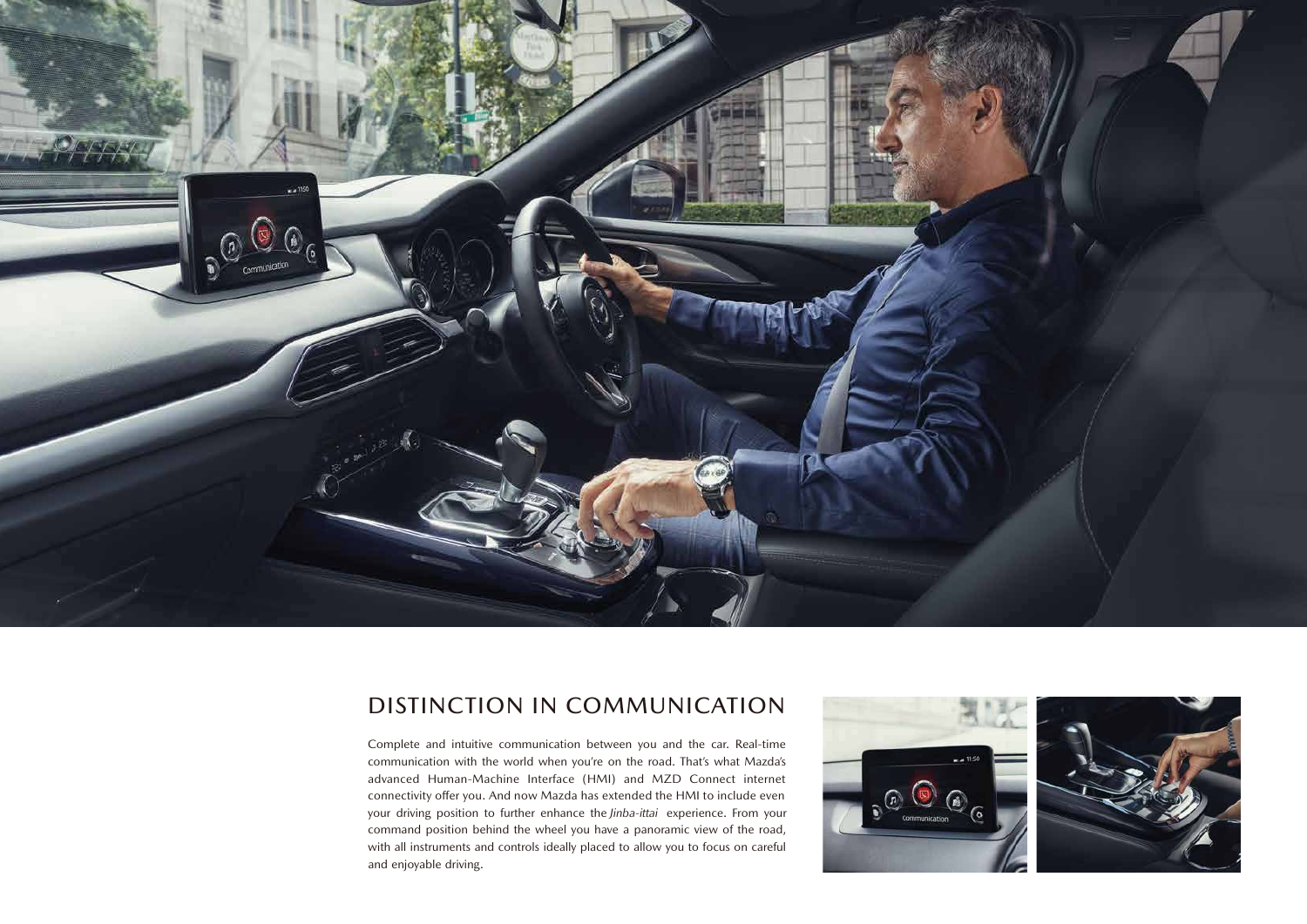## DISTINCTION IN COMMUNICATION

Complete and intuitive communication between you and the car. Real-time communication with the world when you're on the road. That's what Mazda's advanced Human-Machine Interface (HMI) and MZD Connect internet connectivity offer you. And now Mazda has extended the HMI to include even your driving position to further enhance the *Jinba-ittai* experience. From your command position behind the wheel you have a panoramic view of the road, with all instruments and controls ideally placed to allow you to focus on careful and enjoyable driving.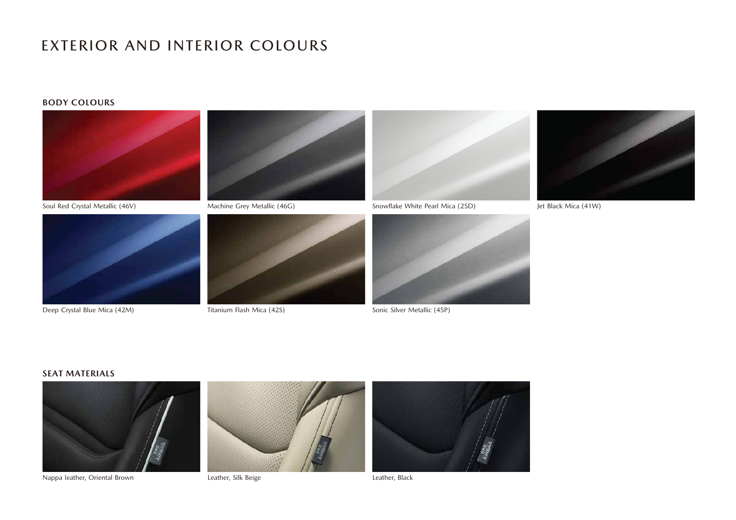# EXTERIOR AND INTERIOR COLOURS

## BODY COLOURS

Soul Red Crystal Metallic (46V)

Machine Grey Metallic (46G)

Snowflake White Pearl Mica (25D)

Jet Black Mica (41W)

Deep Crystal Blue Mica (42M)

Titanium Flash Mica (42S)

Sonic Silver Metallic (45P)

## SEAT MATERIALS

Nappa leather, Oriental Brown

Leather, Silk Beige

Leather, Black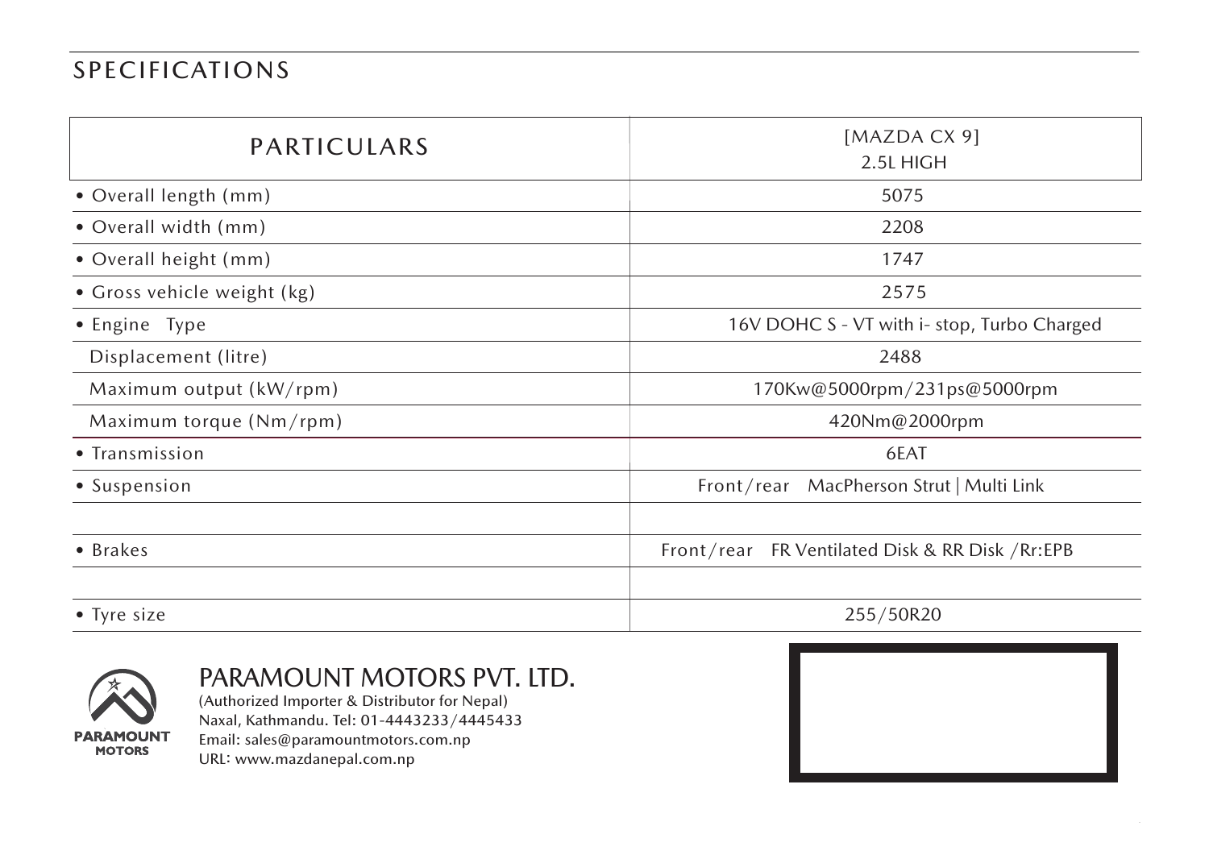## SPECIFICATIONS

| PARTICULARS | [MAZDA CX 9] 2.5L HIGH |
|---|---|
| • Overall length (mm) | 5075 |
| • Overall width (mm) | 2208 |
| • Overall height (mm) | 1747 |
| • Gross vehicle weight (kg) | 2575 |
| • Engine Type | 16V DOHC S - VT with i- stop, Turbo Charged |
| Displacement (litre) | 2488 |
| Maximum output (kW/rpm) | 170Kw@5000rpm/231ps@5000rpm |
| Maximum torque (Nm/rpm) | 420Nm@2000rpm |
| • Transmission | 6EAT |
| • Suspension | Front/rear MacPherson Strut \| Multi Link |
| | |
| • Brakes | Front/rear FR Ventilated Disk & RR Disk /Rr:EPB |
| | |
| • Tyre size | 255/50R20 |

PARAMOUNT MOTORS

## PARAMOUNT MOTORS PVT. LTD.

(Authorized Importer & Distributor for Nepal)
Naxal, Kathmandu. Tel: 01-4443233/4445433
Email: sales@paramountmotors.com.np
URL: www.mazdanepal.com.np